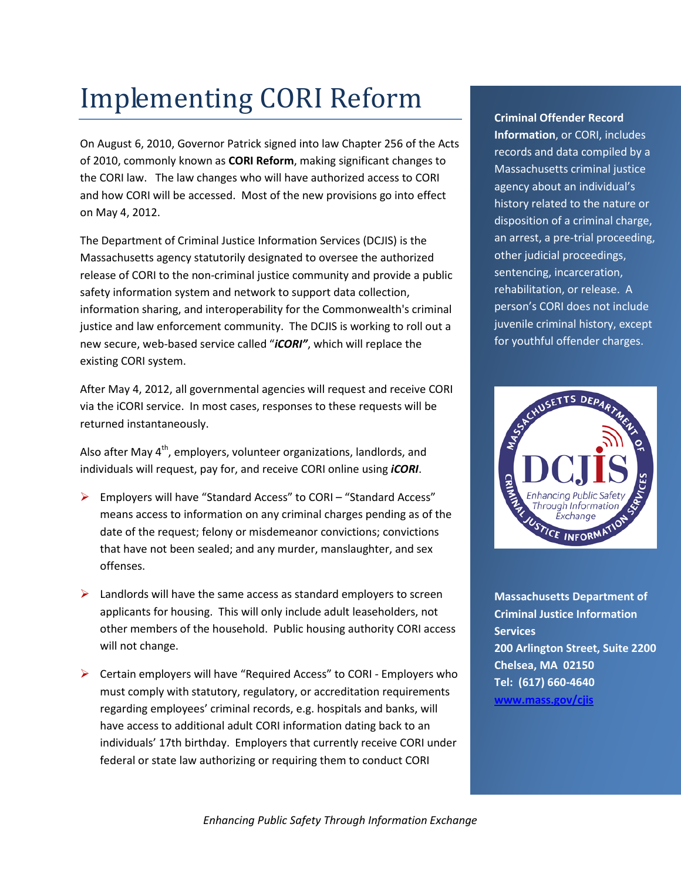# Implementing CORI Reform

On August 6, 2010, Governor Patrick signed into law Chapter 256 of the Acts of 2010, commonly known as **CORI Reform**, making significant changes to the CORI law. The law changes who will have authorized access to CORI and how CORI will be accessed. Most of the new provisions go into effect on May 4, 2012.

The Department of Criminal Justice Information Services (DCJIS) is the Massachusetts agency statutorily designated to oversee the authorized release of CORI to the non-criminal justice community and provide a public safety information system and network to support data collection, information sharing, and interoperability for the Commonwealth's criminal justice and law enforcement community. The DCJIS is working to roll out a new secure, web-based service called "***iCORI"***, which will replace the existing CORI system.

After May 4, 2012, all governmental agencies will request and receive CORI via the iCORI service. In most cases, responses to these requests will be returned instantaneously.

Also after May 4th, employers, volunteer organizations, landlords, and individuals will request, pay for, and receive CORI online using ***iCORI***.

- Employers will have "Standard Access" to CORI – "Standard Access" means access to information on any criminal charges pending as of the date of the request; felony or misdemeanor convictions; convictions that have not been sealed; and any murder, manslaughter, and sex offenses.
- Landlords will have the same access as standard employers to screen applicants for housing. This will only include adult leaseholders, not other members of the household. Public housing authority CORI access will not change.
- Certain employers will have "Required Access" to CORI - Employers who must comply with statutory, regulatory, or accreditation requirements regarding employees' criminal records, e.g. hospitals and banks, will have access to additional adult CORI information dating back to an individuals' 17th birthday. Employers that currently receive CORI under federal or state law authorizing or requiring them to conduct CORI

**Criminal Offender Record Information**, or CORI, includes records and data compiled by a Massachusetts criminal justice agency about an individual's history related to the nature or disposition of a criminal charge, an arrest, a pre-trial proceeding, other judicial proceedings, sentencing, incarceration, rehabilitation, or release. A person's CORI does not include juvenile criminal history, except for youthful offender charges.

**Massachusetts Department of Criminal Justice Information Services**
**200 Arlington Street, Suite 2200**
**Chelsea, MA 02150**
**Tel: (617) 660-4640**
**www.mass.gov/cjis**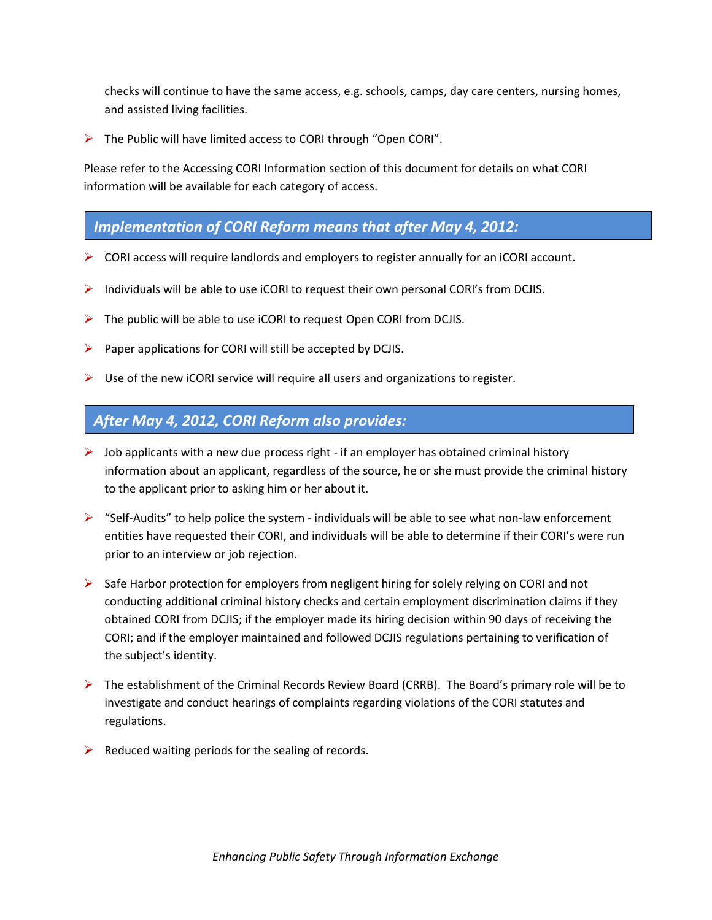checks will continue to have the same access, e.g. schools, camps, day care centers, nursing homes, and assisted living facilities.

- The Public will have limited access to CORI through "Open CORI".

Please refer to the Accessing CORI Information section of this document for details on what CORI information will be available for each category of access.

## *Implementation of CORI Reform means that after May 4, 2012:*

- CORI access will require landlords and employers to register annually for an iCORI account.
- Individuals will be able to use iCORI to request their own personal CORI's from DCJIS.
- The public will be able to use iCORI to request Open CORI from DCJIS.
- Paper applications for CORI will still be accepted by DCJIS.
- Use of the new iCORI service will require all users and organizations to register.

## *After May 4, 2012, CORI Reform also provides:*

- Job applicants with a new due process right - if an employer has obtained criminal history information about an applicant, regardless of the source, he or she must provide the criminal history to the applicant prior to asking him or her about it.
- "Self-Audits" to help police the system - individuals will be able to see what non-law enforcement entities have requested their CORI, and individuals will be able to determine if their CORI's were run prior to an interview or job rejection.
- Safe Harbor protection for employers from negligent hiring for solely relying on CORI and not conducting additional criminal history checks and certain employment discrimination claims if they obtained CORI from DCJIS; if the employer made its hiring decision within 90 days of receiving the CORI; and if the employer maintained and followed DCJIS regulations pertaining to verification of the subject's identity.
- The establishment of the Criminal Records Review Board (CRRB). The Board's primary role will be to investigate and conduct hearings of complaints regarding violations of the CORI statutes and regulations.
- Reduced waiting periods for the sealing of records.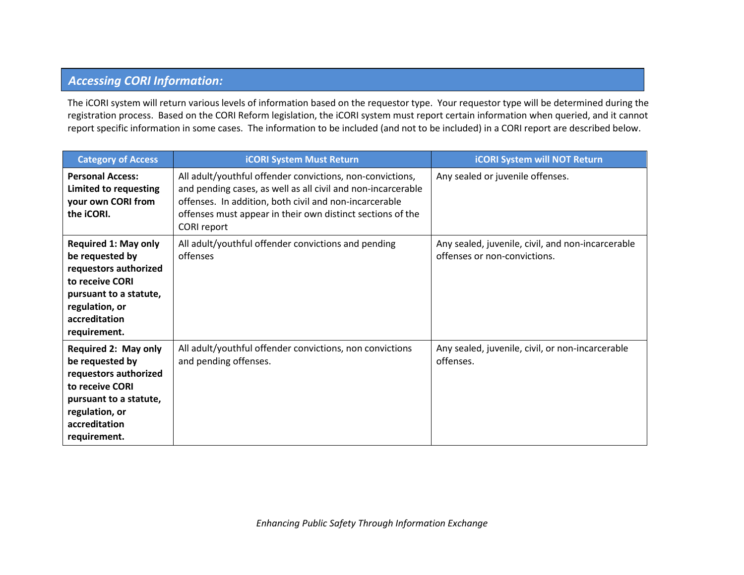## *Accessing CORI Information:*

The iCORI system will return various levels of information based on the requestor type. Your requestor type will be determined during the registration process. Based on the CORI Reform legislation, the iCORI system must report certain information when queried, and it cannot report specific information in some cases. The information to be included (and not to be included) in a CORI report are described below.

| Category of Access | iCORI System Must Return | iCORI System will NOT Return |
|---|---|---|
| **Personal Access: Limited to requesting your own CORI from the iCORI.** | All adult/youthful offender convictions, non-convictions, and pending cases, as well as all civil and non-incarcerable offenses. In addition, both civil and non-incarcerable offenses must appear in their own distinct sections of the CORI report | Any sealed or juvenile offenses. |
| **Required 1: May only be requested by requestors authorized to receive CORI pursuant to a statute, regulation, or accreditation requirement.** | All adult/youthful offender convictions and pending offenses | Any sealed, juvenile, civil, and non-incarcerable offenses or non-convictions. |
| **Required 2: May only be requested by requestors authorized to receive CORI pursuant to a statute, regulation, or accreditation requirement.** | All adult/youthful offender convictions, non convictions and pending offenses. | Any sealed, juvenile, civil, or non-incarcerable offenses. |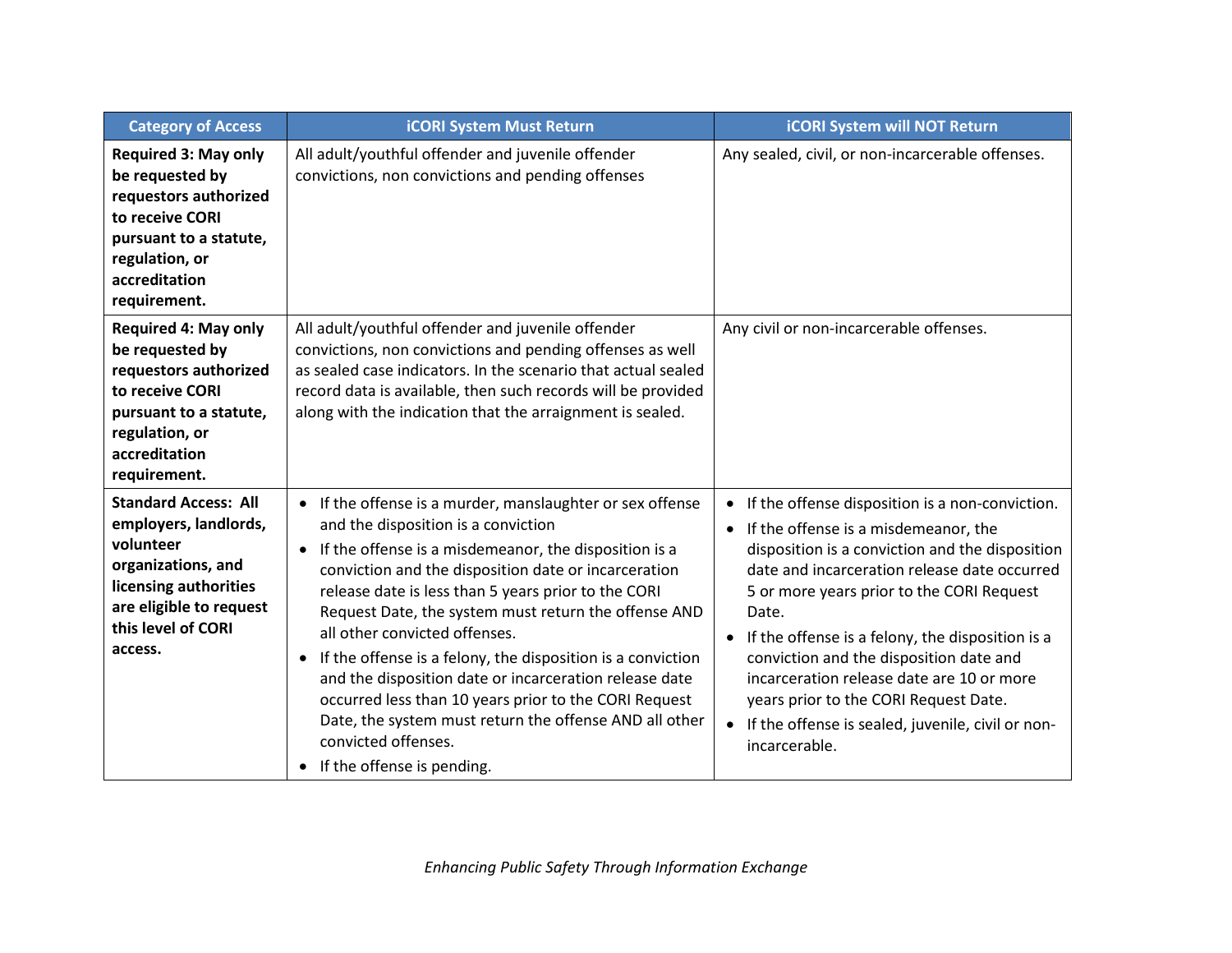| Category of Access | iCORI System Must Return | iCORI System will NOT Return |
| --- | --- | --- |
| **Required 3: May only be requested by requestors authorized to receive CORI pursuant to a statute, regulation, or accreditation requirement.** | All adult/youthful offender and juvenile offender convictions, non convictions and pending offenses | Any sealed, civil, or non-incarcerable offenses. |
| **Required 4: May only be requested by requestors authorized to receive CORI pursuant to a statute, regulation, or accreditation requirement.** | All adult/youthful offender and juvenile offender convictions, non convictions and pending offenses as well as sealed case indicators. In the scenario that actual sealed record data is available, then such records will be provided along with the indication that the arraignment is sealed. | Any civil or non-incarcerable offenses. |
| **Standard Access: All employers, landlords, volunteer organizations, and licensing authorities are eligible to request this level of CORI access.** | • If the offense is a murder, manslaughter or sex offense and the disposition is a conviction<br>• If the offense is a misdemeanor, the disposition is a conviction and the disposition date or incarceration release date is less than 5 years prior to the CORI Request Date, the system must return the offense AND all other convicted offenses.<br>• If the offense is a felony, the disposition is a conviction and the disposition date or incarceration release date occurred less than 10 years prior to the CORI Request Date, the system must return the offense AND all other convicted offenses.<br>• If the offense is pending. | • If the offense disposition is a non-conviction.<br>• If the offense is a misdemeanor, the disposition is a conviction and the disposition date and incarceration release date occurred 5 or more years prior to the CORI Request Date.<br>• If the offense is a felony, the disposition is a conviction and the disposition date and incarceration release date are 10 or more years prior to the CORI Request Date.<br>• If the offense is sealed, juvenile, civil or non-incarcerable. |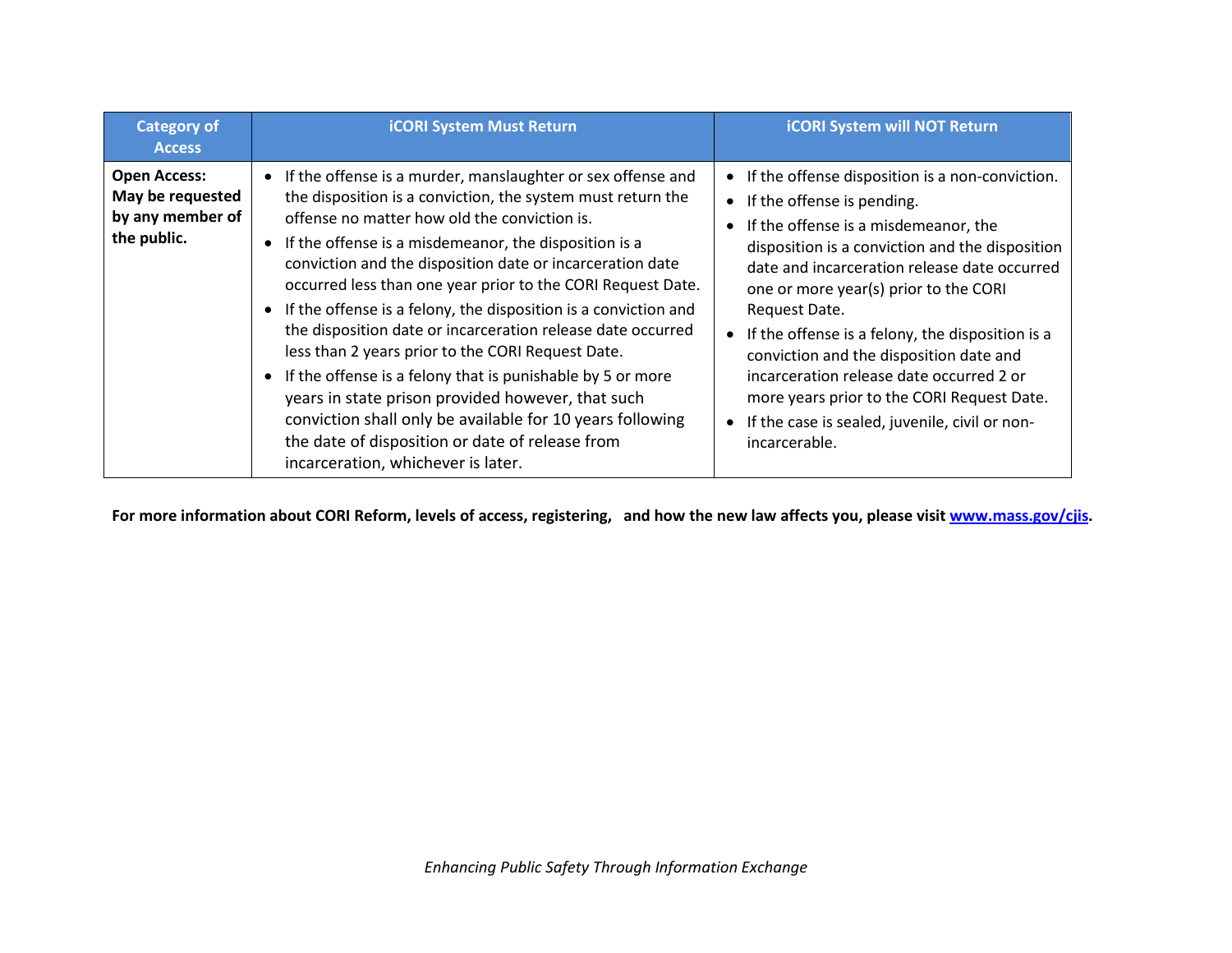| Category of Access | iCORI System Must Return | iCORI System will NOT Return |
| --- | --- | --- |
| **Open Access: May be requested by any member of the public.** | • If the offense is a murder, manslaughter or sex offense and the disposition is a conviction, the system must return the offense no matter how old the conviction is.<br>• If the offense is a misdemeanor, the disposition is a conviction and the disposition date or incarceration date occurred less than one year prior to the CORI Request Date.<br>• If the offense is a felony, the disposition is a conviction and the disposition date or incarceration release date occurred less than 2 years prior to the CORI Request Date.<br>• If the offense is a felony that is punishable by 5 or more years in state prison provided however, that such conviction shall only be available for 10 years following the date of disposition or date of release from incarceration, whichever is later. | • If the offense disposition is a non-conviction.<br>• If the offense is pending.<br>• If the offense is a misdemeanor, the disposition is a conviction and the disposition date and incarceration release date occurred one or more year(s) prior to the CORI Request Date.<br>• If the offense is a felony, the disposition is a conviction and the disposition date and incarceration release date occurred 2 or more years prior to the CORI Request Date.<br>• If the case is sealed, juvenile, civil or non-incarcerable. |

**For more information about CORI Reform, levels of access, registering, and how the new law affects you, please visit [www.mass.gov/cjis](http://www.mass.gov/cjis).**

*Enhancing Public Safety Through Information Exchange*